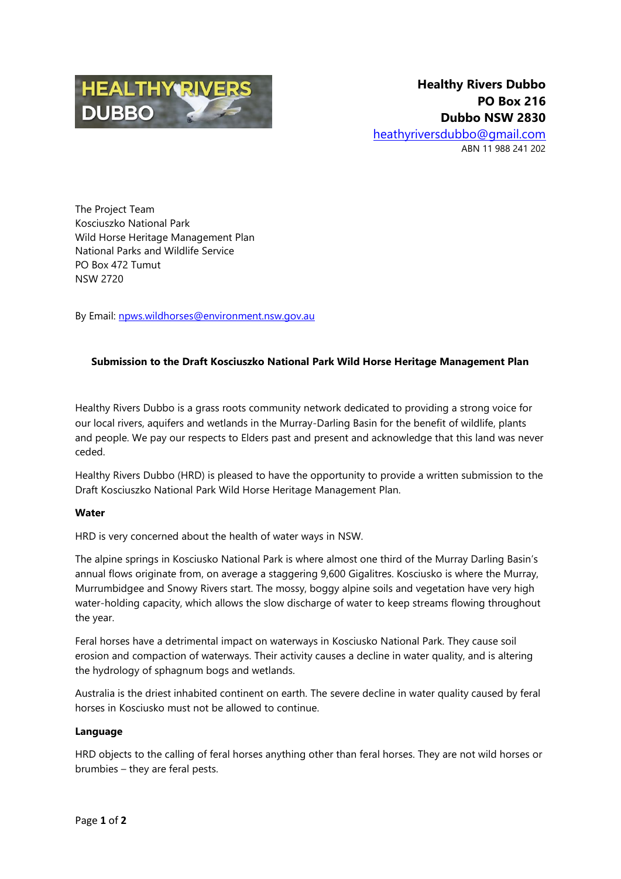**Healthy Rivers Dubbo**
**PO Box 216**
**Dubbo NSW 2830**
heathyriversdubbo@gmail.com
ABN 11 988 241 202

The Project Team
Kosciuszko National Park
Wild Horse Heritage Management Plan
National Parks and Wildlife Service
PO Box 472 Tumut
NSW 2720

By Email: npws.wildhorses@environment.nsw.gov.au

**Submission to the Draft Kosciuszko National Park Wild Horse Heritage Management Plan**

Healthy Rivers Dubbo is a grass roots community network dedicated to providing a strong voice for our local rivers, aquifers and wetlands in the Murray-Darling Basin for the benefit of wildlife, plants and people. We pay our respects to Elders past and present and acknowledge that this land was never ceded.

Healthy Rivers Dubbo (HRD) is pleased to have the opportunity to provide a written submission to the Draft Kosciuszko National Park Wild Horse Heritage Management Plan.

**Water**

HRD is very concerned about the health of water ways in NSW.

The alpine springs in Kosciusko National Park is where almost one third of the Murray Darling Basin's annual flows originate from, on average a staggering 9,600 Gigalitres. Kosciusko is where the Murray, Murrumbidgee and Snowy Rivers start. The mossy, boggy alpine soils and vegetation have very high water-holding capacity, which allows the slow discharge of water to keep streams flowing throughout the year.

Feral horses have a detrimental impact on waterways in Kosciusko National Park. They cause soil erosion and compaction of waterways. Their activity causes a decline in water quality, and is altering the hydrology of sphagnum bogs and wetlands.

Australia is the driest inhabited continent on earth. The severe decline in water quality caused by feral horses in Kosciusko must not be allowed to continue.

**Language**

HRD objects to the calling of feral horses anything other than feral horses. They are not wild horses or brumbies – they are feral pests.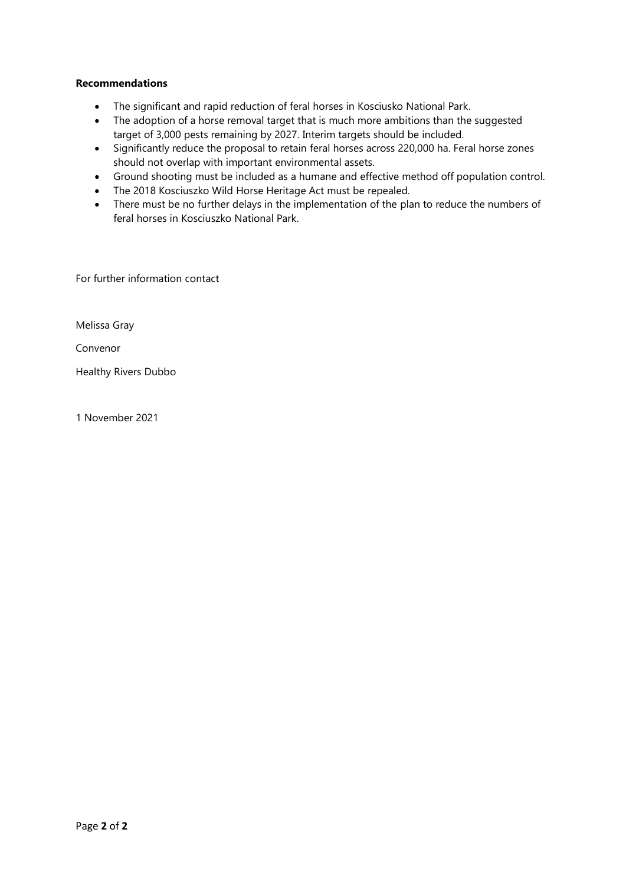**Recommendations**

- The significant and rapid reduction of feral horses in Kosciusko National Park.
- The adoption of a horse removal target that is much more ambitions than the suggested target of 3,000 pests remaining by 2027. Interim targets should be included.
- Significantly reduce the proposal to retain feral horses across 220,000 ha. Feral horse zones should not overlap with important environmental assets.
- Ground shooting must be included as a humane and effective method off population control.
- The 2018 Kosciuszko Wild Horse Heritage Act must be repealed.
- There must be no further delays in the implementation of the plan to reduce the numbers of feral horses in Kosciuszko National Park.

For further information contact

Melissa Gray

Convenor

Healthy Rivers Dubbo

1 November 2021